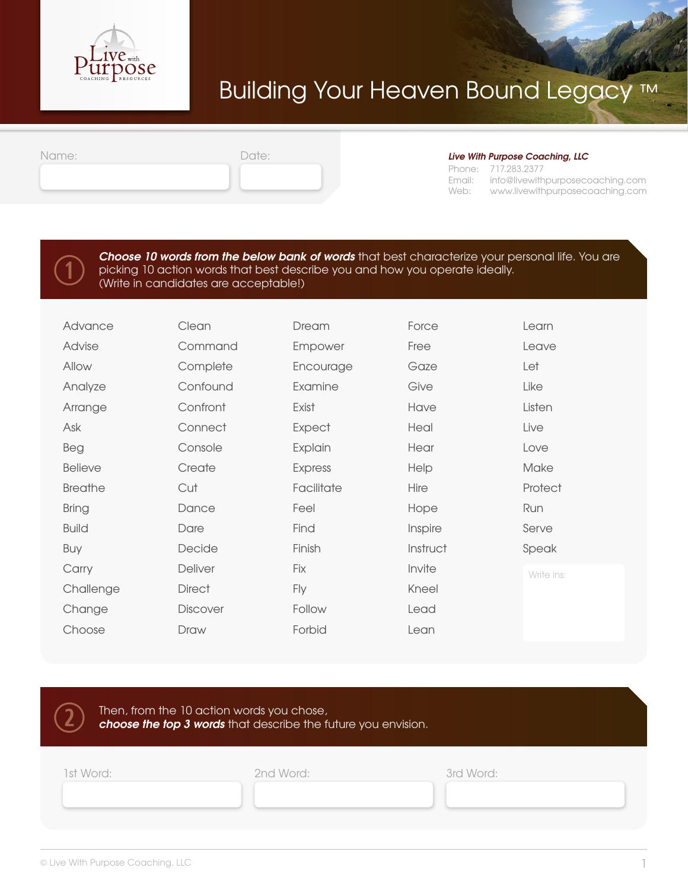# Building Your Heaven Bound Legacy ™

Live with Purpose Coaching Resources

Name:

Date:

***Live With Purpose Coaching, LLC***
Phone: 717.283.2377
Email: info@livewithpurposecoaching.com
Web: www.livewithpurposecoaching.com

## 1

***Choose 10 words from the below bank of words*** that best characterize your personal life. You are picking 10 action words that best describe you and how you operate ideally. (Write in candidates are acceptable!)

| | | | | |
|---|---|---|---|---|
| Advance | Clean | Dream | Force | Learn |
| Advise | Command | Empower | Free | Leave |
| Allow | Complete | Encourage | Gaze | Let |
| Analyze | Confound | Examine | Give | Like |
| Arrange | Confront | Exist | Have | Listen |
| Ask | Connect | Expect | Heal | Live |
| Beg | Console | Explain | Hear | Love |
| Believe | Create | Express | Help | Make |
| Breathe | Cut | Facilitate | Hire | Protect |
| Bring | Dance | Feel | Hope | Run |
| Build | Dare | Find | Inspire | Serve |
| Buy | Decide | Finish | Instruct | Speak |
| Carry | Deliver | Fix | Invite | Write ins: |
| Challenge | Direct | Fly | Kneel | |
| Change | Discover | Follow | Lead | |
| Choose | Draw | Forbid | Lean | |

## 2

Then, from the 10 action words you chose, ***choose the top 3 words*** that describe the future you envision.

1st Word:

2nd Word:

3rd Word:

© Live With Purpose Coaching, LLC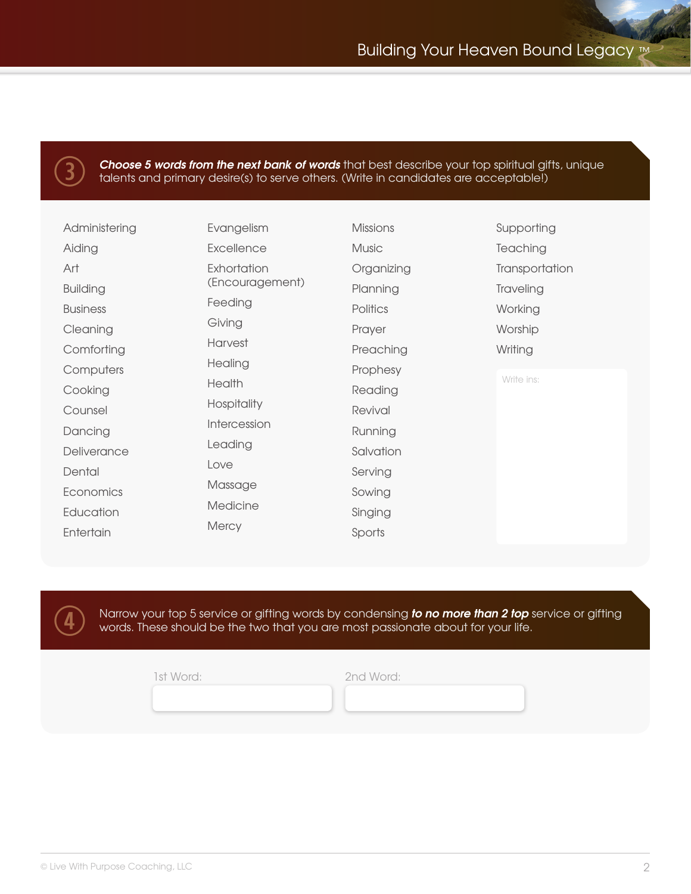## 3

***Choose 5 words from the next bank of words*** that best describe your top spiritual gifts, unique talents and primary desire(s) to serve others. (Write in candidates are acceptable!)

- Administering
- Aiding
- Art
- Building
- Business
- Cleaning
- Comforting
- Computers
- Cooking
- Counsel
- Dancing
- Deliverance
- Dental
- Economics
- Education
- Entertain
- Evangelism
- Excellence
- Exhortation (Encouragement)
- Feeding
- Giving
- Harvest
- Healing
- Health
- Hospitality
- Intercession
- Leading
- Love
- Massage
- Medicine
- Mercy
- Missions
- Music
- Organizing
- Planning
- Politics
- Prayer
- Preaching
- Prophesy
- Reading
- Revival
- Running
- Salvation
- Serving
- Sowing
- Singing
- Sports
- Supporting
- Teaching
- Transportation
- Traveling
- Working
- Worship
- Writing

Write ins:

## 4

Narrow your top 5 service or gifting words by condensing ***to no more than 2 top*** service or gifting words. These should be the two that you are most passionate about for your life.

1st Word:

2nd Word:

© Live With Purpose Coaching, LLC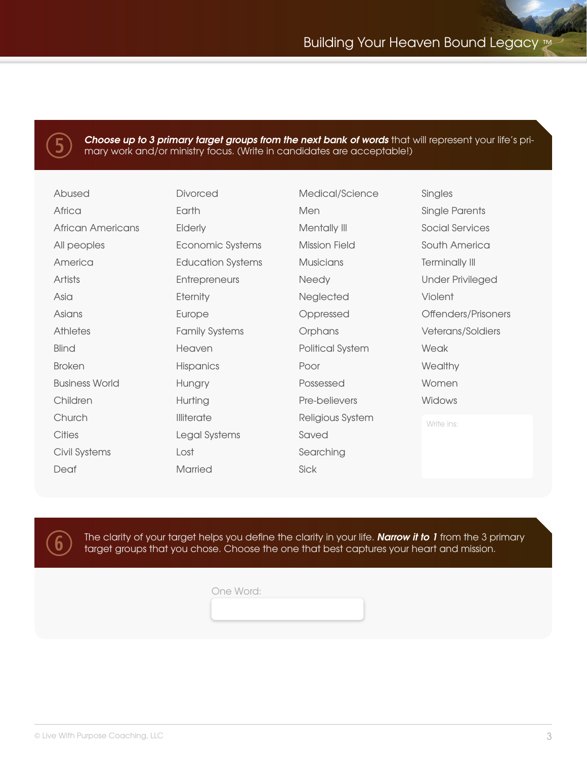## 5

***Choose up to 3 primary target groups from the next bank of words*** that will represent your life's primary work and/or ministry focus. (Write in candidates are acceptable!)

| | | | |
|---|---|---|---|
| Abused | Divorced | Medical/Science | Singles |
| Africa | Earth | Men | Single Parents |
| African Americans | Elderly | Mentally Ill | Social Services |
| All peoples | Economic Systems | Mission Field | South America |
| America | Education Systems | Musicians | Terminally Ill |
| Artists | Entrepreneurs | Needy | Under Privileged |
| Asia | Eternity | Neglected | Violent |
| Asians | Europe | Oppressed | Offenders/Prisoners |
| Athletes | Family Systems | Orphans | Veterans/Soldiers |
| Blind | Heaven | Political System | Weak |
| Broken | Hispanics | Poor | Wealthy |
| Business World | Hungry | Possessed | Women |
| Children | Hurting | Pre-believers | Widows |
| Church | Illiterate | Religious System | Write ins: |
| Cities | Legal Systems | Saved | |
| Civil Systems | Lost | Searching | |
| Deaf | Married | Sick | |

## 6

The clarity of your target helps you define the clarity in your life. ***Narrow it to 1*** from the 3 primary target groups that you chose. Choose the one that best captures your heart and mission.

One Word: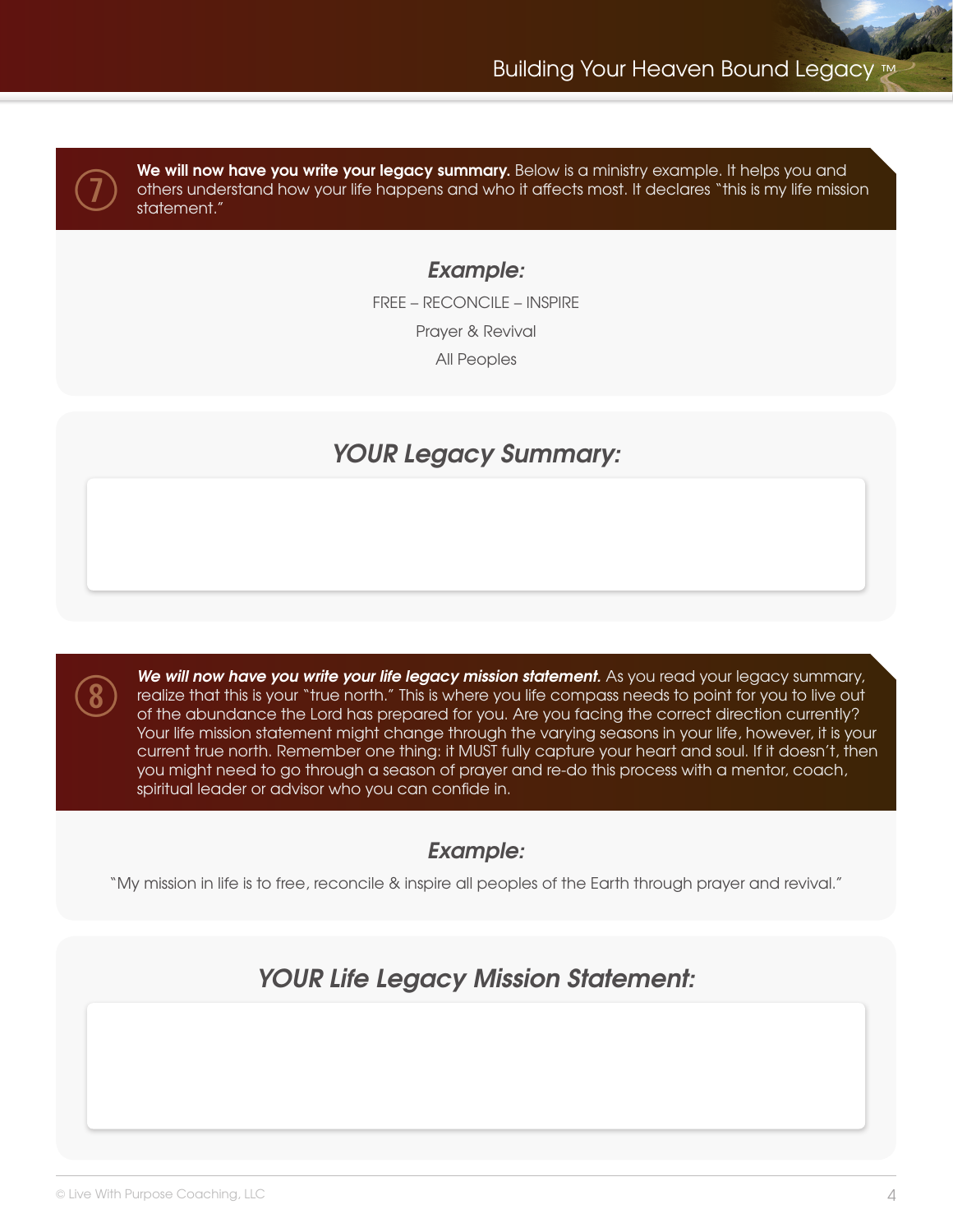7

**We will now have you write your legacy summary.** Below is a ministry example. It helps you and others understand how your life happens and who it affects most. It declares "this is my life mission statement."

### *Example:*

FREE – RECONCILE – INSPIRE

Prayer & Revival

All Peoples

### *YOUR Legacy Summary:*

8

***We will now have you write your life legacy mission statement.*** As you read your legacy summary, realize that this is your "true north." This is where you life compass needs to point for you to live out of the abundance the Lord has prepared for you. Are you facing the correct direction currently? Your life mission statement might change through the varying seasons in your life, however, it is your current true north. Remember one thing: it MUST fully capture your heart and soul. If it doesn't, then you might need to go through a season of prayer and re-do this process with a mentor, coach, spiritual leader or advisor who you can confide in.

### *Example:*

"My mission in life is to free, reconcile & inspire all peoples of the Earth through prayer and revival."

### *YOUR Life Legacy Mission Statement:*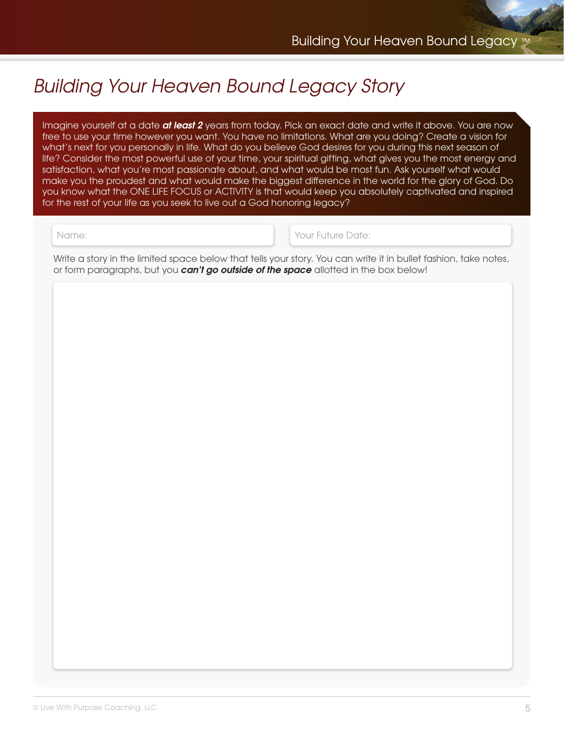# *Building Your Heaven Bound Legacy Story*

Imagine yourself at a date ***at least 2*** years from today. Pick an exact date and write it above. You are now free to use your time however you want. You have no limitations. What are you doing? Create a vision for what's next for you personally in life. What do you believe God desires for you during this next season of life? Consider the most powerful use of your time, your spiritual gifting, what gives you the most energy and satisfaction, what you're most passionate about, and what would be most fun. Ask yourself what would make you the proudest and what would make the biggest difference in the world for the glory of God. Do you know what the ONE LIFE FOCUS or ACTIVITY is that would keep you absolutely captivated and inspired for the rest of your life as you seek to live out a God honoring legacy?

Name:

Your Future Date:

Write a story in the limited space below that tells your story. You can write it in bullet fashion, take notes, or form paragraphs, but you ***can't go outside of the space*** allotted in the box below!

© Live With Purpose Coaching, LLC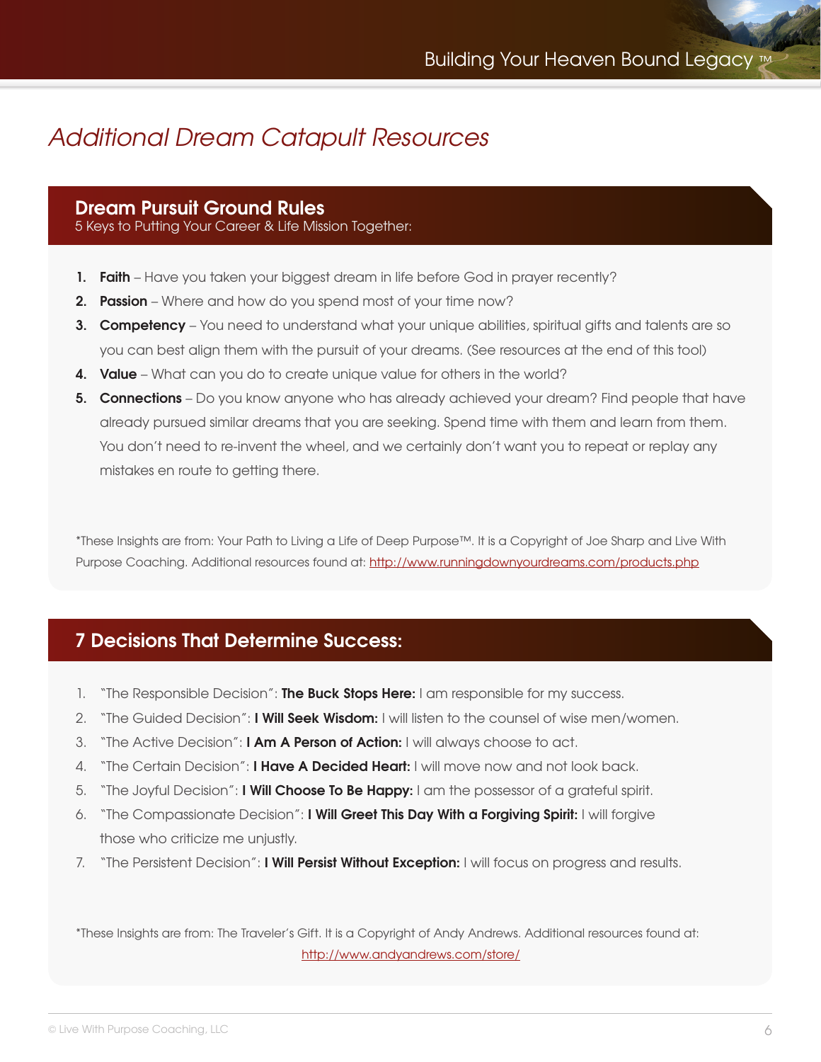# *Additional Dream Catapult Resources*

## Dream Pursuit Ground Rules

5 Keys to Putting Your Career & Life Mission Together:

1. **Faith** – Have you taken your biggest dream in life before God in prayer recently?
2. **Passion** – Where and how do you spend most of your time now?
3. **Competency** – You need to understand what your unique abilities, spiritual gifts and talents are so you can best align them with the pursuit of your dreams. (See resources at the end of this tool)
4. **Value** – What can you do to create unique value for others in the world?
5. **Connections** – Do you know anyone who has already achieved your dream? Find people that have already pursued similar dreams that you are seeking. Spend time with them and learn from them. You don't need to re-invent the wheel, and we certainly don't want you to repeat or replay any mistakes en route to getting there.

*These Insights are from: Your Path to Living a Life of Deep Purpose™. It is a Copyright of Joe Sharp and Live With Purpose Coaching. Additional resources found at: http://www.runningdownyourdreams.com/products.php

## 7 Decisions That Determine Success:

1. "The Responsible Decision": **The Buck Stops Here:** I am responsible for my success.
2. "The Guided Decision": **I Will Seek Wisdom:** I will listen to the counsel of wise men/women.
3. "The Active Decision": **I Am A Person of Action:** I will always choose to act.
4. "The Certain Decision": **I Have A Decided Heart:** I will move now and not look back.
5. "The Joyful Decision": **I Will Choose To Be Happy:** I am the possessor of a grateful spirit.
6. "The Compassionate Decision": **I Will Greet This Day With a Forgiving Spirit:** I will forgive those who criticize me unjustly.
7. "The Persistent Decision": **I Will Persist Without Exception:** I will focus on progress and results.

*These Insights are from: The Traveler's Gift. It is a Copyright of Andy Andrews. Additional resources found at: http://www.andyandrews.com/store/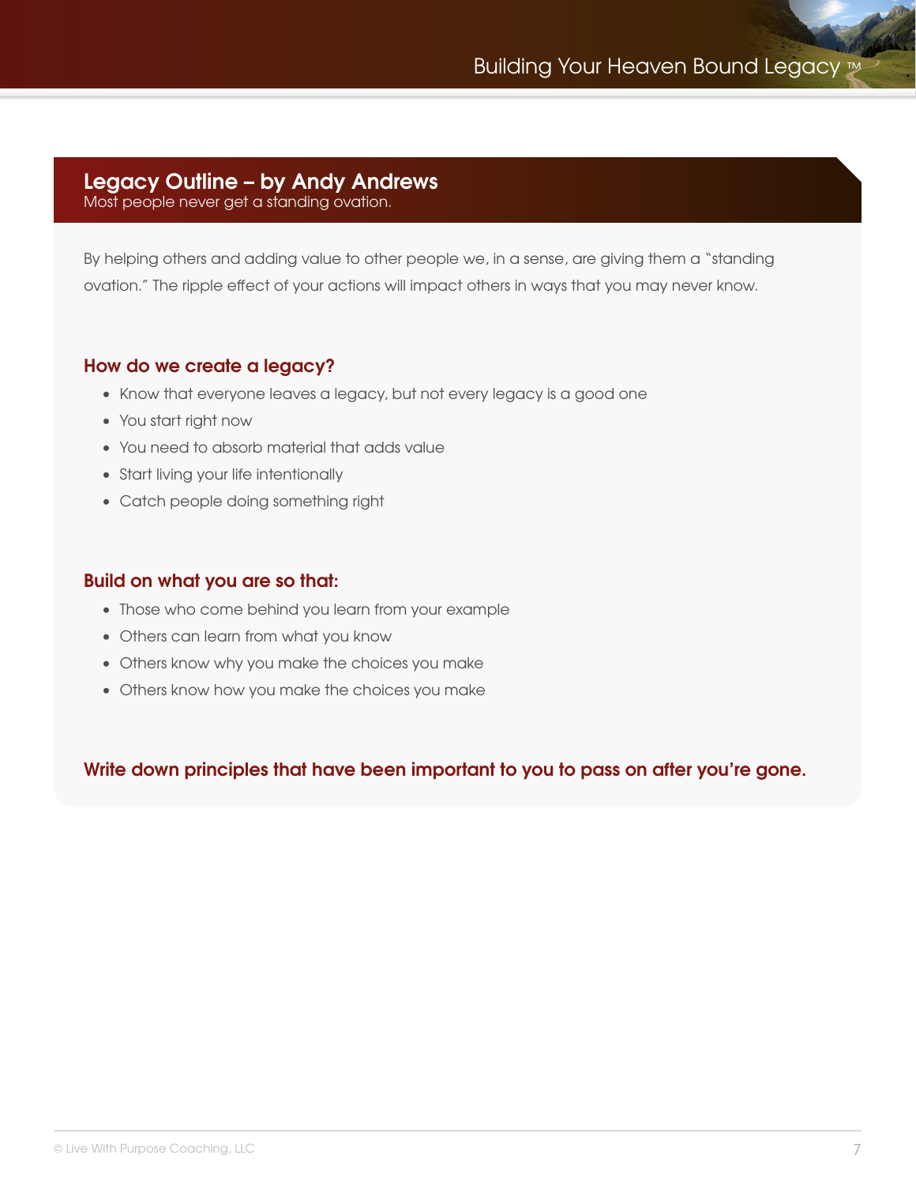## Legacy Outline – by Andy Andrews

Most people never get a standing ovation.

By helping others and adding value to other people we, in a sense, are giving them a "standing ovation." The ripple effect of your actions will impact others in ways that you may never know.

### How do we create a legacy?

- Know that everyone leaves a legacy, but not every legacy is a good one
- You start right now
- You need to absorb material that adds value
- Start living your life intentionally
- Catch people doing something right

### Build on what you are so that:

- Those who come behind you learn from your example
- Others can learn from what you know
- Others know why you make the choices you make
- Others know how you make the choices you make

**Write down principles that have been important to you to pass on after you're gone.**